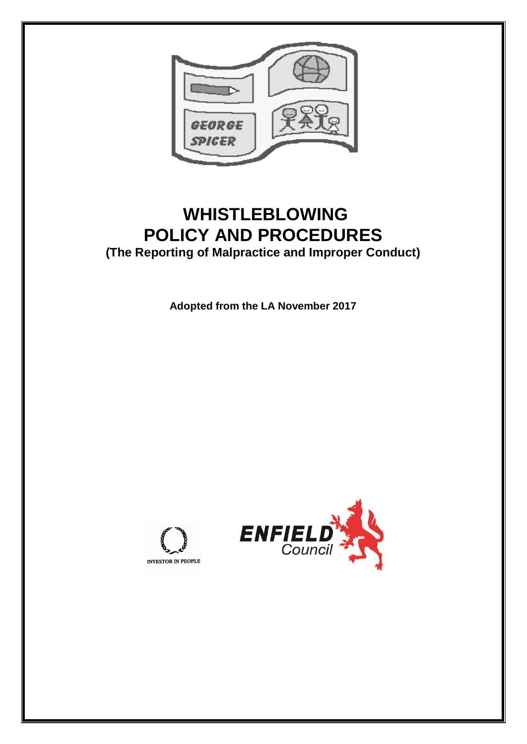# WHISTLEBLOWING
# POLICY AND PROCEDURES
### (The Reporting of Malpractice and Improper Conduct)

**Adopted from the LA November 2017**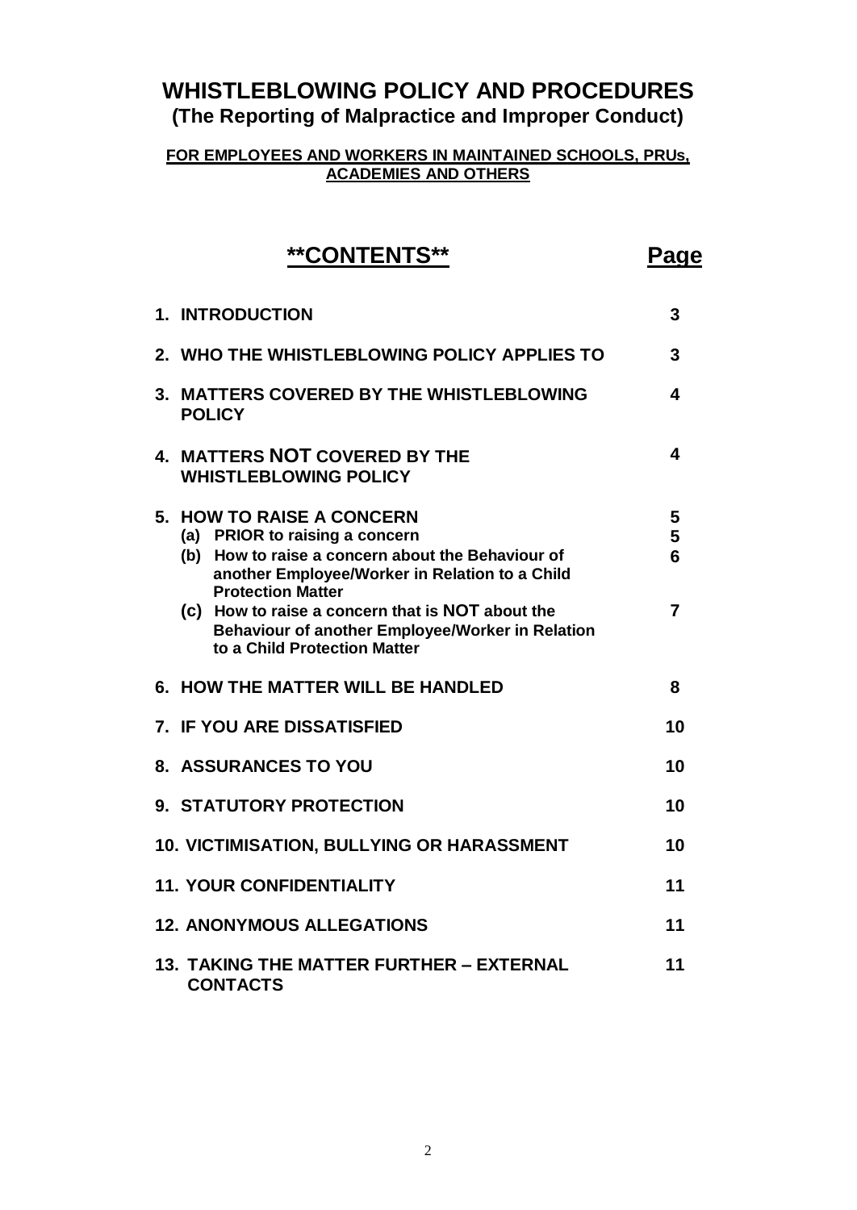# WHISTLEBLOWING POLICY AND PROCEDURES
## (The Reporting of Malpractice and Improper Conduct)

**FOR EMPLOYEES AND WORKERS IN MAINTAINED SCHOOLS, PRUs, ACADEMIES AND OTHERS**

## **CONTENTS**

| CONTENTS | Page |
|---|---|
| 1. INTRODUCTION | 3 |
| 2. WHO THE WHISTLEBLOWING POLICY APPLIES TO | 3 |
| 3. MATTERS COVERED BY THE WHISTLEBLOWING POLICY | 4 |
| 4. MATTERS NOT COVERED BY THE WHISTLEBLOWING POLICY | 4 |
| 5. HOW TO RAISE A CONCERN | 5 |
| (a) PRIOR to raising a concern | 5 |
| (b) How to raise a concern about the Behaviour of another Employee/Worker in Relation to a Child Protection Matter | 6 |
| (c) How to raise a concern that is NOT about the Behaviour of another Employee/Worker in Relation to a Child Protection Matter | 7 |
| 6. HOW THE MATTER WILL BE HANDLED | 8 |
| 7. IF YOU ARE DISSATISFIED | 10 |
| 8. ASSURANCES TO YOU | 10 |
| 9. STATUTORY PROTECTION | 10 |
| 10. VICTIMISATION, BULLYING OR HARASSMENT | 10 |
| 11. YOUR CONFIDENTIALITY | 11 |
| 12. ANONYMOUS ALLEGATIONS | 11 |
| 13. TAKING THE MATTER FURTHER – EXTERNAL CONTACTS | 11 |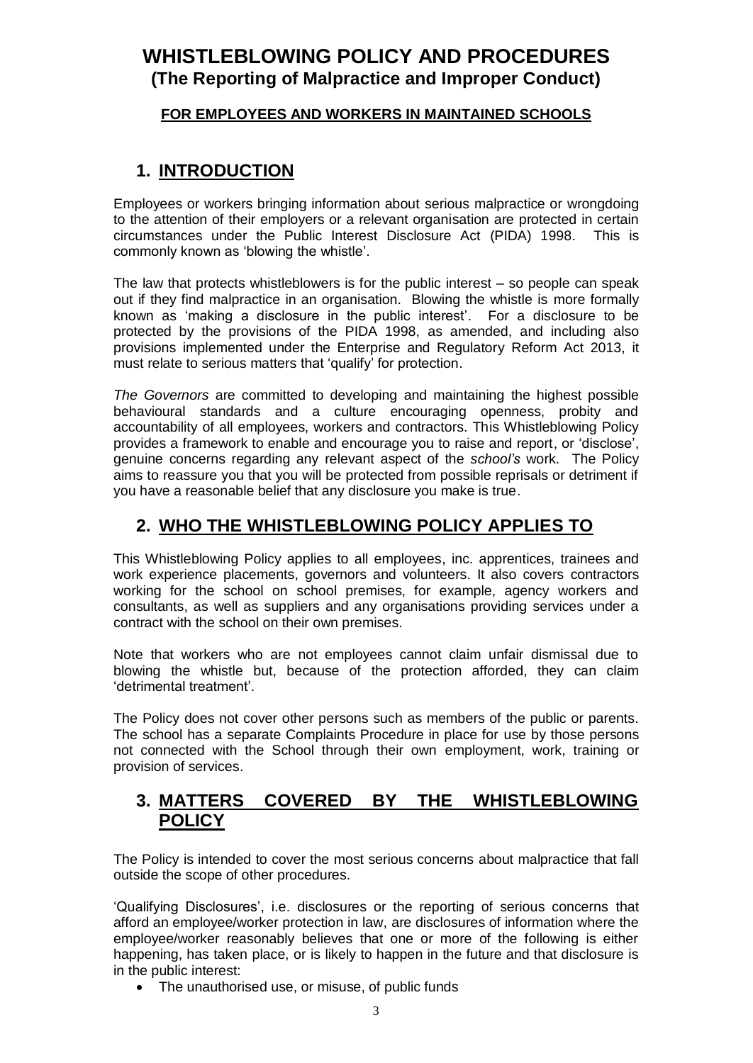# WHISTLEBLOWING POLICY AND PROCEDURES
## (The Reporting of Malpractice and Improper Conduct)

**FOR EMPLOYEES AND WORKERS IN MAINTAINED SCHOOLS**

## 1. INTRODUCTION

Employees or workers bringing information about serious malpractice or wrongdoing to the attention of their employers or a relevant organisation are protected in certain circumstances under the Public Interest Disclosure Act (PIDA) 1998. This is commonly known as 'blowing the whistle'.

The law that protects whistleblowers is for the public interest – so people can speak out if they find malpractice in an organisation. Blowing the whistle is more formally known as 'making a disclosure in the public interest'. For a disclosure to be protected by the provisions of the PIDA 1998, as amended, and including also provisions implemented under the Enterprise and Regulatory Reform Act 2013, it must relate to serious matters that 'qualify' for protection.

*The Governors* are committed to developing and maintaining the highest possible behavioural standards and a culture encouraging openness, probity and accountability of all employees, workers and contractors. This Whistleblowing Policy provides a framework to enable and encourage you to raise and report, or 'disclose', genuine concerns regarding any relevant aspect of the *school's* work. The Policy aims to reassure you that you will be protected from possible reprisals or detriment if you have a reasonable belief that any disclosure you make is true.

## 2. WHO THE WHISTLEBLOWING POLICY APPLIES TO

This Whistleblowing Policy applies to all employees, inc. apprentices, trainees and work experience placements, governors and volunteers. It also covers contractors working for the school on school premises, for example, agency workers and consultants, as well as suppliers and any organisations providing services under a contract with the school on their own premises.

Note that workers who are not employees cannot claim unfair dismissal due to blowing the whistle but, because of the protection afforded, they can claim 'detrimental treatment'.

The Policy does not cover other persons such as members of the public or parents. The school has a separate Complaints Procedure in place for use by those persons not connected with the School through their own employment, work, training or provision of services.

## 3. MATTERS COVERED BY THE WHISTLEBLOWING POLICY

The Policy is intended to cover the most serious concerns about malpractice that fall outside the scope of other procedures.

'Qualifying Disclosures', i.e. disclosures or the reporting of serious concerns that afford an employee/worker protection in law, are disclosures of information where the employee/worker reasonably believes that one or more of the following is either happening, has taken place, or is likely to happen in the future and that disclosure is in the public interest:

- The unauthorised use, or misuse, of public funds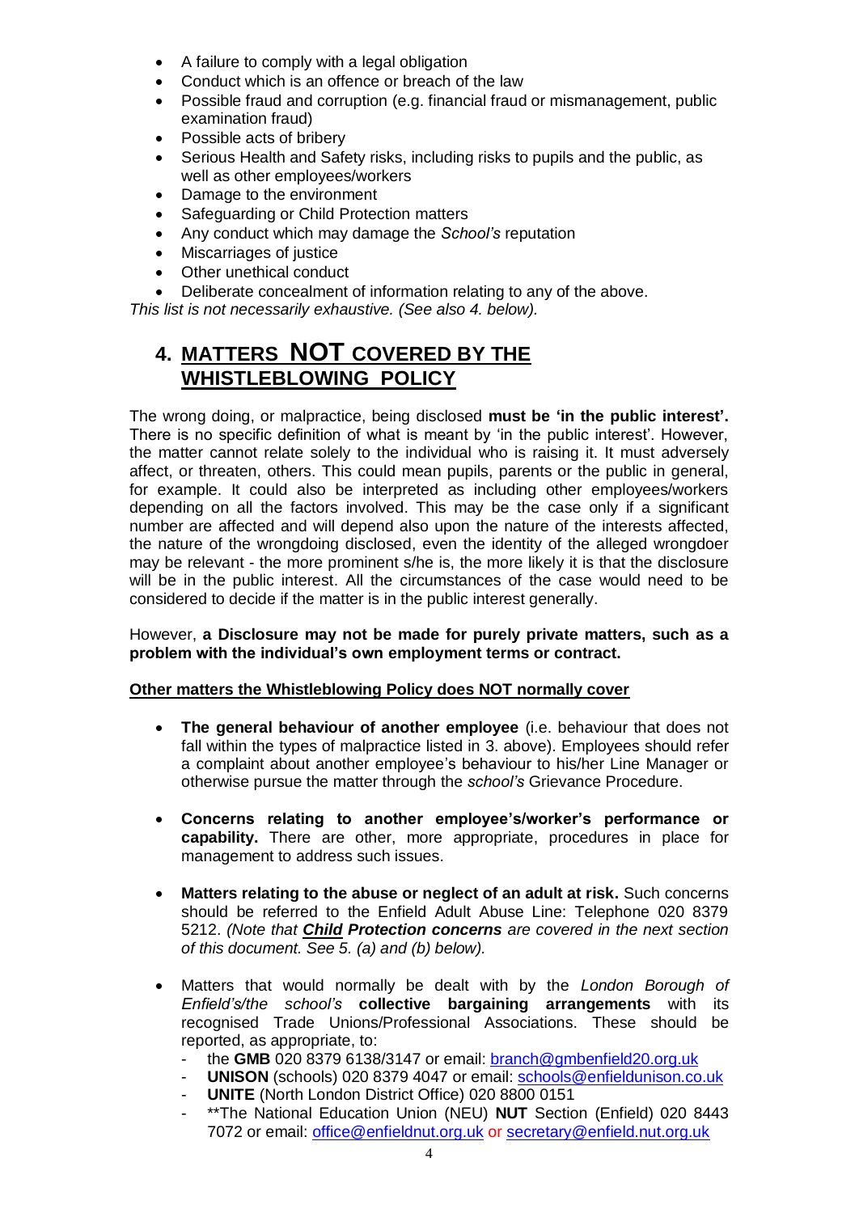- A failure to comply with a legal obligation
- Conduct which is an offence or breach of the law
- Possible fraud and corruption (e.g. financial fraud or mismanagement, public examination fraud)
- Possible acts of bribery
- Serious Health and Safety risks, including risks to pupils and the public, as well as other employees/workers
- Damage to the environment
- Safeguarding or Child Protection matters
- Any conduct which may damage the *School's* reputation
- Miscarriages of justice
- Other unethical conduct
- Deliberate concealment of information relating to any of the above.

*This list is not necessarily exhaustive. (See also 4. below).*

## 4. MATTERS NOT COVERED BY THE WHISTLEBLOWING POLICY

The wrong doing, or malpractice, being disclosed **must be 'in the public interest'.** There is no specific definition of what is meant by 'in the public interest'. However, the matter cannot relate solely to the individual who is raising it. It must adversely affect, or threaten, others. This could mean pupils, parents or the public in general, for example. It could also be interpreted as including other employees/workers depending on all the factors involved. This may be the case only if a significant number are affected and will depend also upon the nature of the interests affected, the nature of the wrongdoing disclosed, even the identity of the alleged wrongdoer may be relevant - the more prominent s/he is, the more likely it is that the disclosure will be in the public interest. All the circumstances of the case would need to be considered to decide if the matter is in the public interest generally.

However, **a Disclosure may not be made for purely private matters, such as a problem with the individual's own employment terms or contract.**

**Other matters the Whistleblowing Policy does NOT normally cover**

- **The general behaviour of another employee** (i.e. behaviour that does not fall within the types of malpractice listed in 3. above). Employees should refer a complaint about another employee's behaviour to his/her Line Manager or otherwise pursue the matter through the *school's* Grievance Procedure.

- **Concerns relating to another employee's/worker's performance or capability.** There are other, more appropriate, procedures in place for management to address such issues.

- **Matters relating to the abuse or neglect of an adult at risk.** Such concerns should be referred to the Enfield Adult Abuse Line: Telephone 020 8379 5212. *(Note that **Child Protection concerns** are covered in the next section of this document. See 5. (a) and (b) below).*

- Matters that would normally be dealt with by the *London Borough of Enfield's/the school's* **collective bargaining arrangements** with its recognised Trade Unions/Professional Associations. These should be reported, as appropriate, to:
  - the **GMB** 020 8379 6138/3147 or email: branch@gmbenfield20.org.uk
  - **UNISON** (schools) 020 8379 4047 or email: schools@enfieldunison.co.uk
  - **UNITE** (North London District Office) 020 8800 0151
  - **The National Education Union (NEU) **NUT** Section (Enfield) 020 8443 7072 or email: office@enfieldnut.org.uk or secretary@enfield.nut.org.uk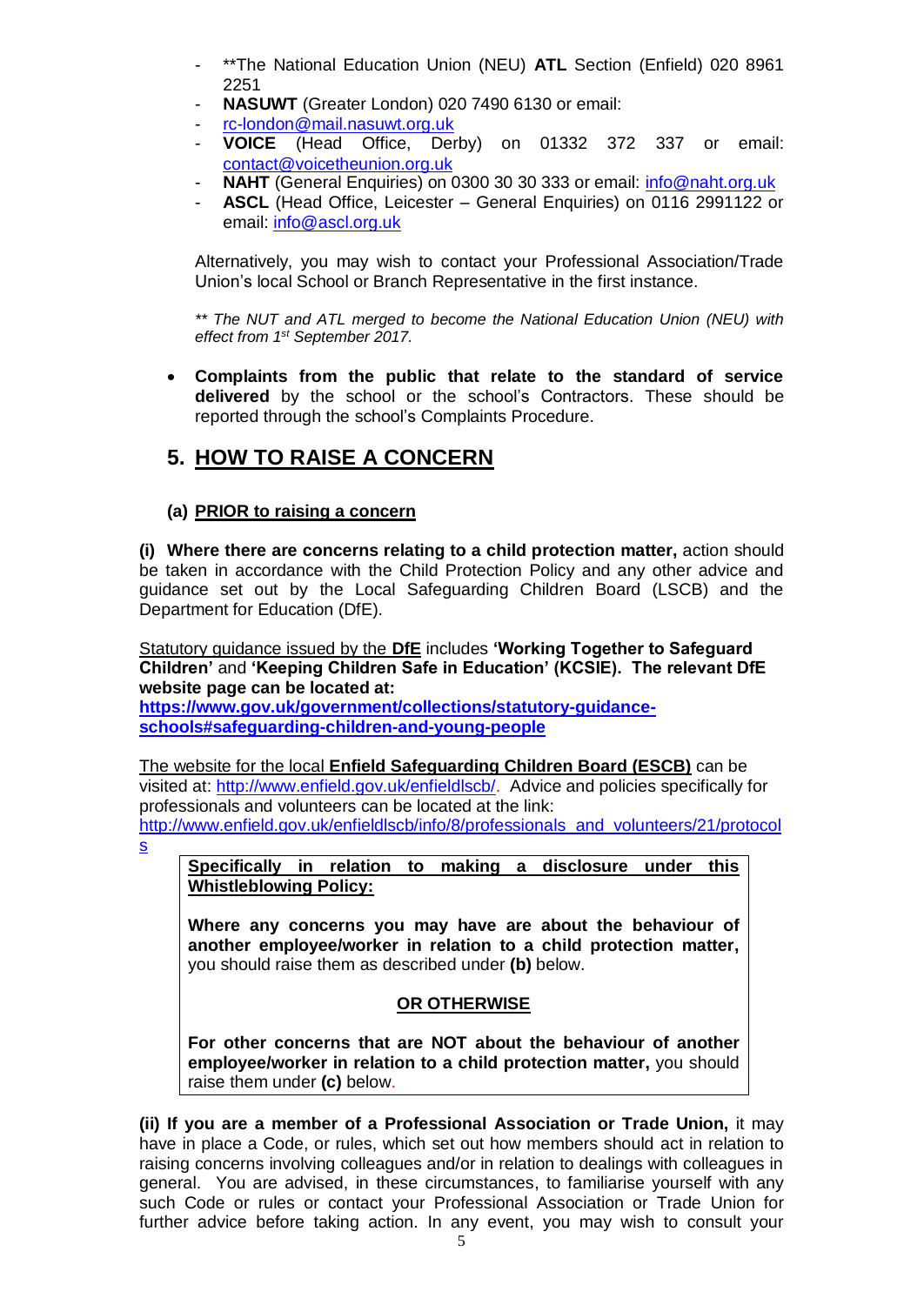- **The National Education Union (NEU) **ATL** Section (Enfield) 020 8961 2251
- **NASUWT** (Greater London) 020 7490 6130 or email:
- rc-london@mail.nasuwt.org.uk
- **VOICE** (Head Office, Derby) on 01332 372 337 or email: contact@voicetheunion.org.uk
- **NAHT** (General Enquiries) on 0300 30 30 333 or email: info@naht.org.uk
- **ASCL** (Head Office, Leicester – General Enquiries) on 0116 2991122 or email: info@ascl.org.uk

Alternatively, you may wish to contact your Professional Association/Trade Union's local School or Branch Representative in the first instance.

*** The NUT and ATL merged to become the National Education Union (NEU) with effect from 1st September 2017.*

- **Complaints from the public that relate to the standard of service delivered** by the school or the school's Contractors. These should be reported through the school's Complaints Procedure.

## 5. HOW TO RAISE A CONCERN

### (a) PRIOR to raising a concern

**(i) Where there are concerns relating to a child protection matter,** action should be taken in accordance with the Child Protection Policy and any other advice and guidance set out by the Local Safeguarding Children Board (LSCB) and the Department for Education (DfE).

Statutory guidance issued by the **DfE** includes **'Working Together to Safeguard Children'** and **'Keeping Children Safe in Education' (KCSIE). The relevant DfE website page can be located at:**
**https://www.gov.uk/government/collections/statutory-guidance-schools#safeguarding-children-and-young-people**

The website for the local **Enfield Safeguarding Children Board (ESCB)** can be visited at: http://www.enfield.gov.uk/enfieldlscb/. Advice and policies specifically for professionals and volunteers can be located at the link:
http://www.enfield.gov.uk/enfieldlscb/info/8/professionals_and_volunteers/21/protocols

> **Specifically in relation to making a disclosure under this Whistleblowing Policy:**
>
> **Where any concerns you may have are about the behaviour of another employee/worker in relation to a child protection matter,** you should raise them as described under **(b)** below.
>
> **OR OTHERWISE**
>
> **For other concerns that are NOT about the behaviour of another employee/worker in relation to a child protection matter,** you should raise them under **(c)** below.

**(ii) If you are a member of a Professional Association or Trade Union,** it may have in place a Code, or rules, which set out how members should act in relation to raising concerns involving colleagues and/or in relation to dealings with colleagues in general. You are advised, in these circumstances, to familiarise yourself with any such Code or rules or contact your Professional Association or Trade Union for further advice before taking action. In any event, you may wish to consult your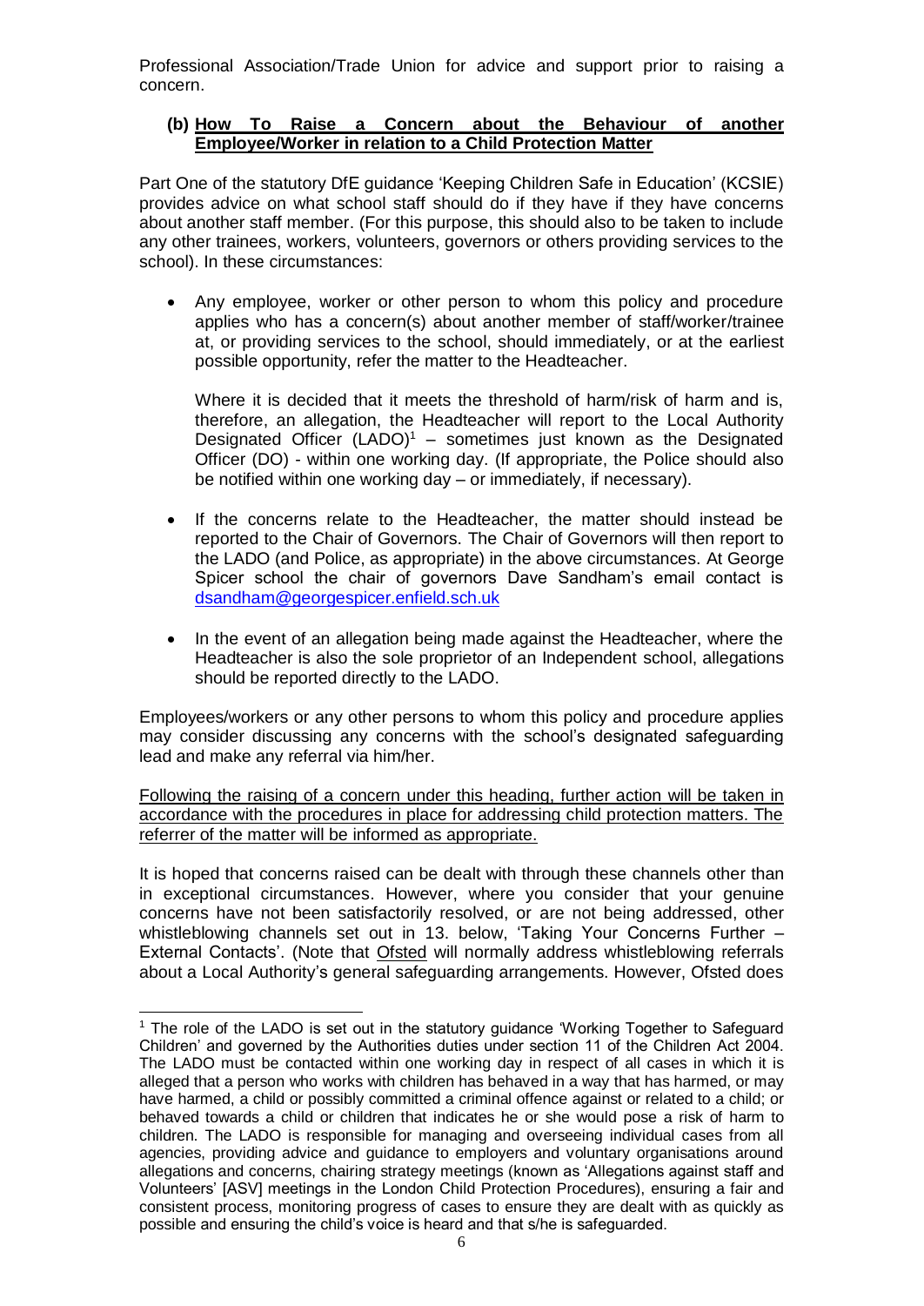Professional Association/Trade Union for advice and support prior to raising a concern.

**(b) <u>How To Raise a Concern about the Behaviour of another Employee/Worker in relation to a Child Protection Matter</u>**

Part One of the statutory DfE guidance 'Keeping Children Safe in Education' (KCSIE) provides advice on what school staff should do if they have if they have concerns about another staff member. (For this purpose, this should also to be taken to include any other trainees, workers, volunteers, governors or others providing services to the school). In these circumstances:

- Any employee, worker or other person to whom this policy and procedure applies who has a concern(s) about another member of staff/worker/trainee at, or providing services to the school, should immediately, or at the earliest possible opportunity, refer the matter to the Headteacher.

  Where it is decided that it meets the threshold of harm/risk of harm and is, therefore, an allegation, the Headteacher will report to the Local Authority Designated Officer (LADO)[1] – sometimes just known as the Designated Officer (DO) - within one working day. (If appropriate, the Police should also be notified within one working day – or immediately, if necessary).

- If the concerns relate to the Headteacher, the matter should instead be reported to the Chair of Governors. The Chair of Governors will then report to the LADO (and Police, as appropriate) in the above circumstances. At George Spicer school the chair of governors Dave Sandham's email contact is dsandham@georgespicer.enfield.sch.uk

- In the event of an allegation being made against the Headteacher, where the Headteacher is also the sole proprietor of an Independent school, allegations should be reported directly to the LADO.

Employees/workers or any other persons to whom this policy and procedure applies may consider discussing any concerns with the school's designated safeguarding lead and make any referral via him/her.

<u>Following the raising of a concern under this heading, further action will be taken in accordance with the procedures in place for addressing child protection matters. The referrer of the matter will be informed as appropriate.</u>

It is hoped that concerns raised can be dealt with through these channels other than in exceptional circumstances. However, where you consider that your genuine concerns have not been satisfactorily resolved, or are not being addressed, other whistleblowing channels set out in 13. below, 'Taking Your Concerns Further – External Contacts'. (Note that <u>Ofsted</u> will normally address whistleblowing referrals about a Local Authority's general safeguarding arrangements. However, Ofsted does

---

[1] The role of the LADO is set out in the statutory guidance 'Working Together to Safeguard Children' and governed by the Authorities duties under section 11 of the Children Act 2004. The LADO must be contacted within one working day in respect of all cases in which it is alleged that a person who works with children has behaved in a way that has harmed, or may have harmed, a child or possibly committed a criminal offence against or related to a child; or behaved towards a child or children that indicates he or she would pose a risk of harm to children. The LADO is responsible for managing and overseeing individual cases from all agencies, providing advice and guidance to employers and voluntary organisations around allegations and concerns, chairing strategy meetings (known as 'Allegations against staff and Volunteers' [ASV] meetings in the London Child Protection Procedures), ensuring a fair and consistent process, monitoring progress of cases to ensure they are dealt with as quickly as possible and ensuring the child's voice is heard and that s/he is safeguarded.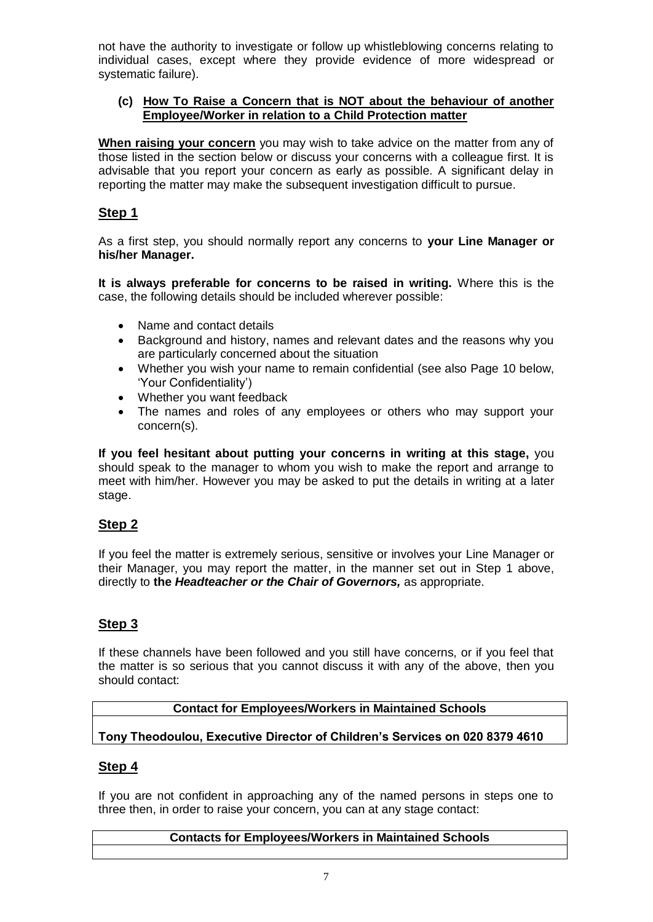not have the authority to investigate or follow up whistleblowing concerns relating to individual cases, except where they provide evidence of more widespread or systematic failure).

### (c) How To Raise a Concern that is NOT about the behaviour of another Employee/Worker in relation to a Child Protection matter

**When raising your concern** you may wish to take advice on the matter from any of those listed in the section below or discuss your concerns with a colleague first. It is advisable that you report your concern as early as possible. A significant delay in reporting the matter may make the subsequent investigation difficult to pursue.

## Step 1

As a first step, you should normally report any concerns to **your Line Manager or his/her Manager.**

**It is always preferable for concerns to be raised in writing.** Where this is the case, the following details should be included wherever possible:

- Name and contact details
- Background and history, names and relevant dates and the reasons why you are particularly concerned about the situation
- Whether you wish your name to remain confidential (see also Page 10 below, 'Your Confidentiality')
- Whether you want feedback
- The names and roles of any employees or others who may support your concern(s).

**If you feel hesitant about putting your concerns in writing at this stage,** you should speak to the manager to whom you wish to make the report and arrange to meet with him/her. However you may be asked to put the details in writing at a later stage.

## Step 2

If you feel the matter is extremely serious, sensitive or involves your Line Manager or their Manager, you may report the matter, in the manner set out in Step 1 above, directly to **the *Headteacher or the Chair of Governors,*** as appropriate.

## Step 3

If these channels have been followed and you still have concerns, or if you feel that the matter is so serious that you cannot discuss it with any of the above, then you should contact:

| Contact for Employees/Workers in Maintained Schools |
| --- |
| **Tony Theodoulou, Executive Director of Children's Services on 020 8379 4610** |

## Step 4

If you are not confident in approaching any of the named persons in steps one to three then, in order to raise your concern, you can at any stage contact:

| Contacts for Employees/Workers in Maintained Schools |
| --- |
| |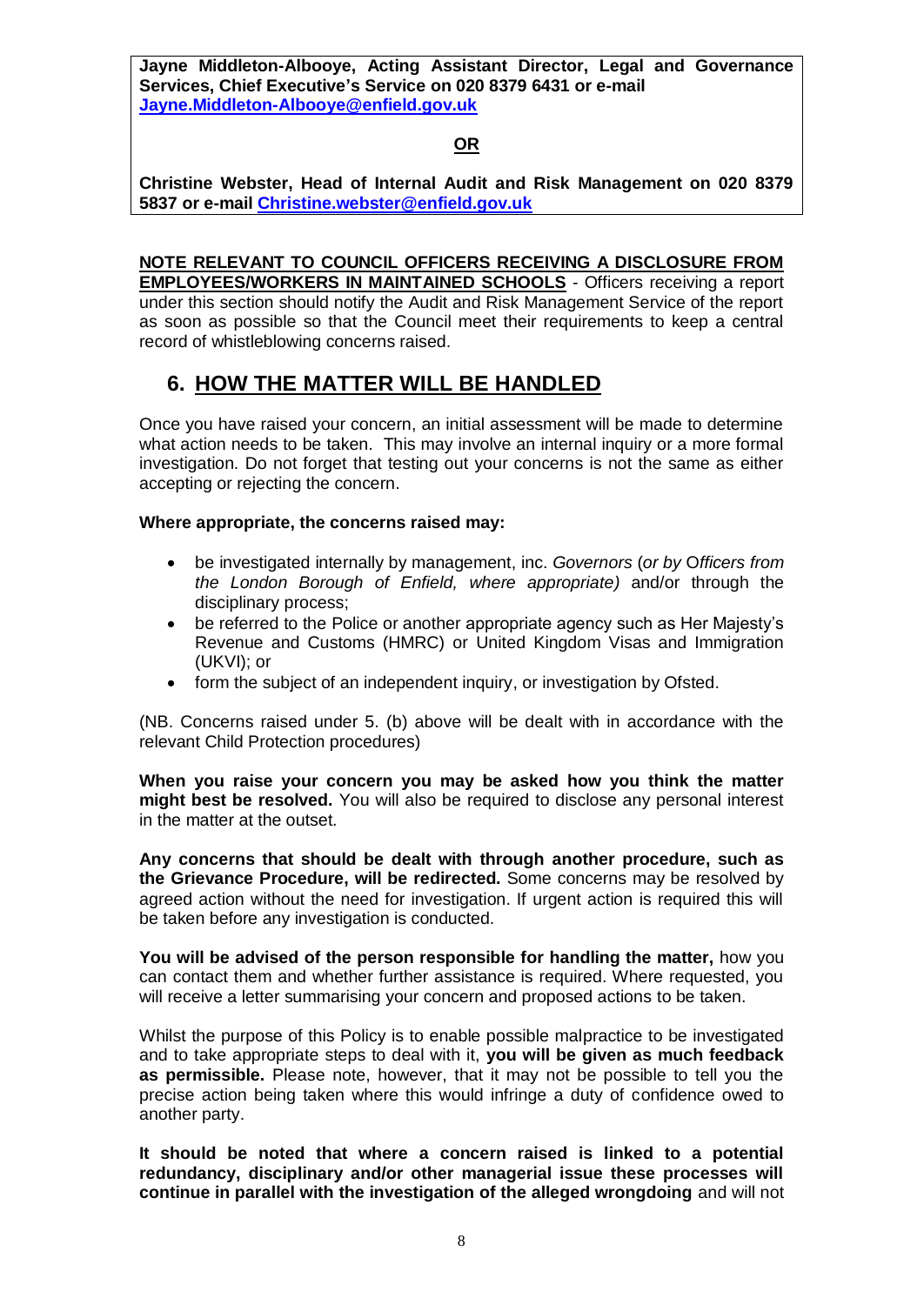**Jayne Middleton-Albooye, Acting Assistant Director, Legal and Governance Services, Chief Executive's Service on 020 8379 6431 or e-mail [Jayne.Middleton-Albooye@enfield.gov.uk](mailto:Jayne.Middleton-Albooye@enfield.gov.uk)**

**OR**

**Christine Webster, Head of Internal Audit and Risk Management on 020 8379 5837 or e-mail [Christine.webster@enfield.gov.uk](mailto:Christine.webster@enfield.gov.uk)**

**NOTE RELEVANT TO COUNCIL OFFICERS RECEIVING A DISCLOSURE FROM EMPLOYEES/WORKERS IN MAINTAINED SCHOOLS** - Officers receiving a report under this section should notify the Audit and Risk Management Service of the report as soon as possible so that the Council meet their requirements to keep a central record of whistleblowing concerns raised.

## 6. HOW THE MATTER WILL BE HANDLED

Once you have raised your concern, an initial assessment will be made to determine what action needs to be taken. This may involve an internal inquiry or a more formal investigation. Do not forget that testing out your concerns is not the same as either accepting or rejecting the concern.

**Where appropriate, the concerns raised may:**

- be investigated internally by management, inc. *Governors* (*or by Officers from the London Borough of Enfield, where appropriate)* and/or through the disciplinary process;
- be referred to the Police or another appropriate agency such as Her Majesty's Revenue and Customs (HMRC) or United Kingdom Visas and Immigration (UKVI); or
- form the subject of an independent inquiry, or investigation by Ofsted.

(NB. Concerns raised under 5. (b) above will be dealt with in accordance with the relevant Child Protection procedures)

**When you raise your concern you may be asked how you think the matter might best be resolved.** You will also be required to disclose any personal interest in the matter at the outset.

**Any concerns that should be dealt with through another procedure, such as the Grievance Procedure, will be redirected.** Some concerns may be resolved by agreed action without the need for investigation. If urgent action is required this will be taken before any investigation is conducted.

**You will be advised of the person responsible for handling the matter,** how you can contact them and whether further assistance is required. Where requested, you will receive a letter summarising your concern and proposed actions to be taken.

Whilst the purpose of this Policy is to enable possible malpractice to be investigated and to take appropriate steps to deal with it, **you will be given as much feedback as permissible.** Please note, however, that it may not be possible to tell you the precise action being taken where this would infringe a duty of confidence owed to another party.

**It should be noted that where a concern raised is linked to a potential redundancy, disciplinary and/or other managerial issue these processes will continue in parallel with the investigation of the alleged wrongdoing** and will not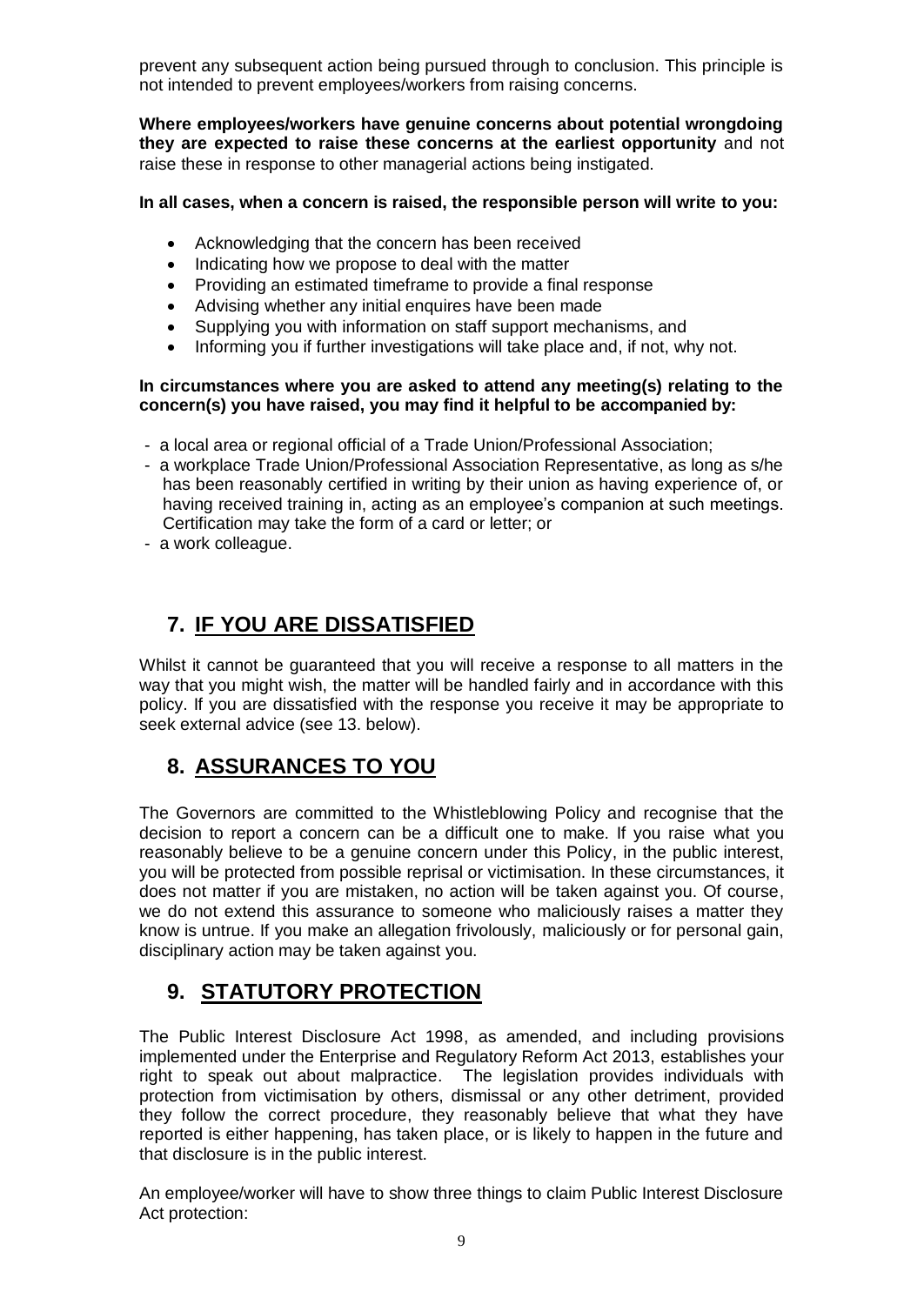prevent any subsequent action being pursued through to conclusion. This principle is not intended to prevent employees/workers from raising concerns.

**Where employees/workers have genuine concerns about potential wrongdoing they are expected to raise these concerns at the earliest opportunity** and not raise these in response to other managerial actions being instigated.

**In all cases, when a concern is raised, the responsible person will write to you:**

- Acknowledging that the concern has been received
- Indicating how we propose to deal with the matter
- Providing an estimated timeframe to provide a final response
- Advising whether any initial enquires have been made
- Supplying you with information on staff support mechanisms, and
- Informing you if further investigations will take place and, if not, why not.

**In circumstances where you are asked to attend any meeting(s) relating to the concern(s) you have raised, you may find it helpful to be accompanied by:**

- a local area or regional official of a Trade Union/Professional Association;
- a workplace Trade Union/Professional Association Representative, as long as s/he has been reasonably certified in writing by their union as having experience of, or having received training in, acting as an employee's companion at such meetings. Certification may take the form of a card or letter; or
- a work colleague.

## 7. IF YOU ARE DISSATISFIED

Whilst it cannot be guaranteed that you will receive a response to all matters in the way that you might wish, the matter will be handled fairly and in accordance with this policy. If you are dissatisfied with the response you receive it may be appropriate to seek external advice (see 13. below).

## 8. ASSURANCES TO YOU

The Governors are committed to the Whistleblowing Policy and recognise that the decision to report a concern can be a difficult one to make. If you raise what you reasonably believe to be a genuine concern under this Policy, in the public interest, you will be protected from possible reprisal or victimisation. In these circumstances, it does not matter if you are mistaken, no action will be taken against you. Of course, we do not extend this assurance to someone who maliciously raises a matter they know is untrue. If you make an allegation frivolously, maliciously or for personal gain, disciplinary action may be taken against you.

## 9. STATUTORY PROTECTION

The Public Interest Disclosure Act 1998, as amended, and including provisions implemented under the Enterprise and Regulatory Reform Act 2013, establishes your right to speak out about malpractice. The legislation provides individuals with protection from victimisation by others, dismissal or any other detriment, provided they follow the correct procedure, they reasonably believe that what they have reported is either happening, has taken place, or is likely to happen in the future and that disclosure is in the public interest.

An employee/worker will have to show three things to claim Public Interest Disclosure Act protection: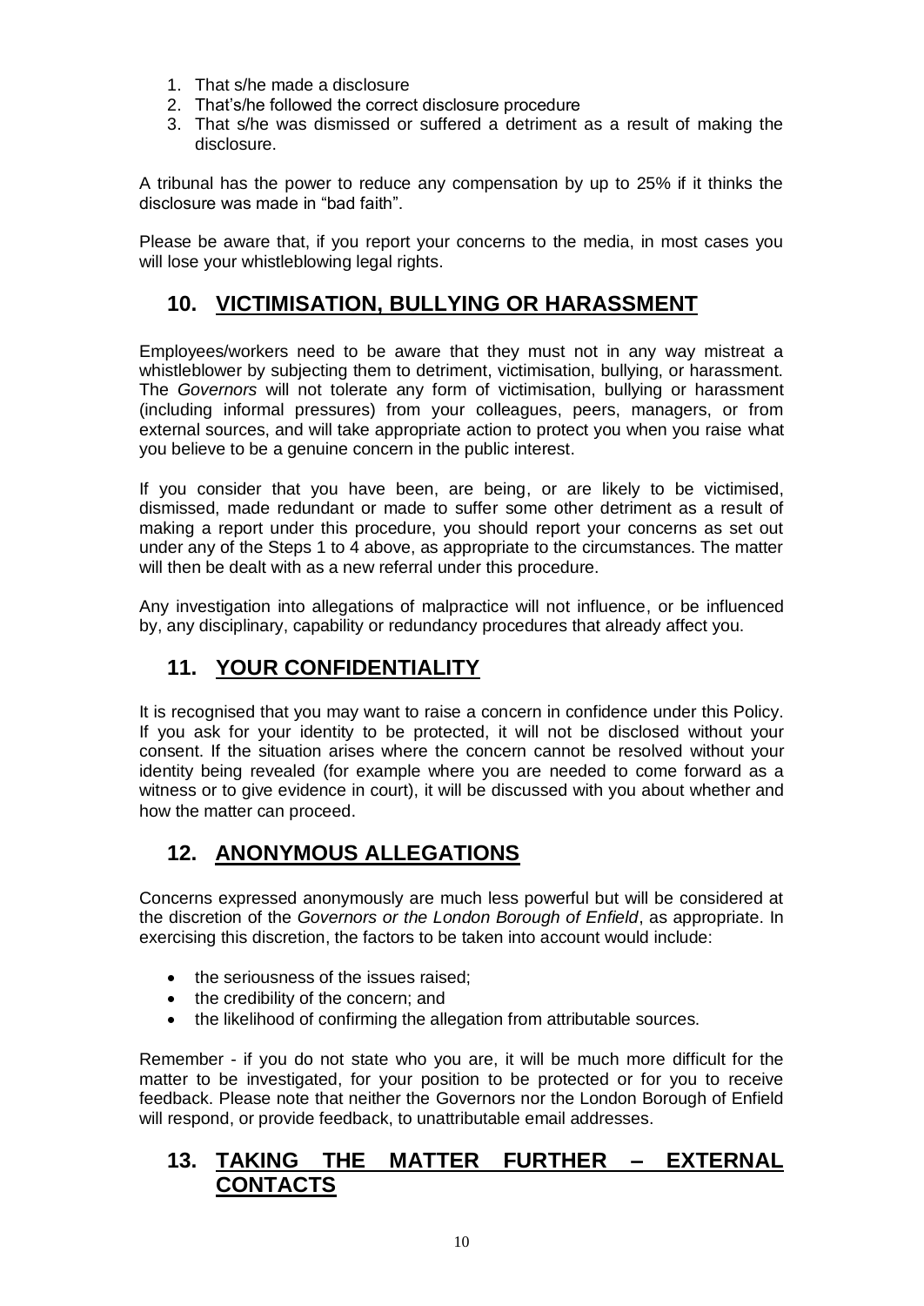1. That s/he made a disclosure
2. That's/he followed the correct disclosure procedure
3. That s/he was dismissed or suffered a detriment as a result of making the disclosure.

A tribunal has the power to reduce any compensation by up to 25% if it thinks the disclosure was made in "bad faith".

Please be aware that, if you report your concerns to the media, in most cases you will lose your whistleblowing legal rights.

## 10. VICTIMISATION, BULLYING OR HARASSMENT

Employees/workers need to be aware that they must not in any way mistreat a whistleblower by subjecting them to detriment, victimisation, bullying, or harassment. The *Governors* will not tolerate any form of victimisation, bullying or harassment (including informal pressures) from your colleagues, peers, managers, or from external sources, and will take appropriate action to protect you when you raise what you believe to be a genuine concern in the public interest.

If you consider that you have been, are being, or are likely to be victimised, dismissed, made redundant or made to suffer some other detriment as a result of making a report under this procedure, you should report your concerns as set out under any of the Steps 1 to 4 above, as appropriate to the circumstances. The matter will then be dealt with as a new referral under this procedure.

Any investigation into allegations of malpractice will not influence, or be influenced by, any disciplinary, capability or redundancy procedures that already affect you.

## 11. YOUR CONFIDENTIALITY

It is recognised that you may want to raise a concern in confidence under this Policy. If you ask for your identity to be protected, it will not be disclosed without your consent. If the situation arises where the concern cannot be resolved without your identity being revealed (for example where you are needed to come forward as a witness or to give evidence in court), it will be discussed with you about whether and how the matter can proceed.

## 12. ANONYMOUS ALLEGATIONS

Concerns expressed anonymously are much less powerful but will be considered at the discretion of the *Governors or the London Borough of Enfield*, as appropriate. In exercising this discretion, the factors to be taken into account would include:

- the seriousness of the issues raised;
- the credibility of the concern; and
- the likelihood of confirming the allegation from attributable sources.

Remember - if you do not state who you are, it will be much more difficult for the matter to be investigated, for your position to be protected or for you to receive feedback. Please note that neither the Governors nor the London Borough of Enfield will respond, or provide feedback, to unattributable email addresses.

## 13. TAKING THE MATTER FURTHER – EXTERNAL CONTACTS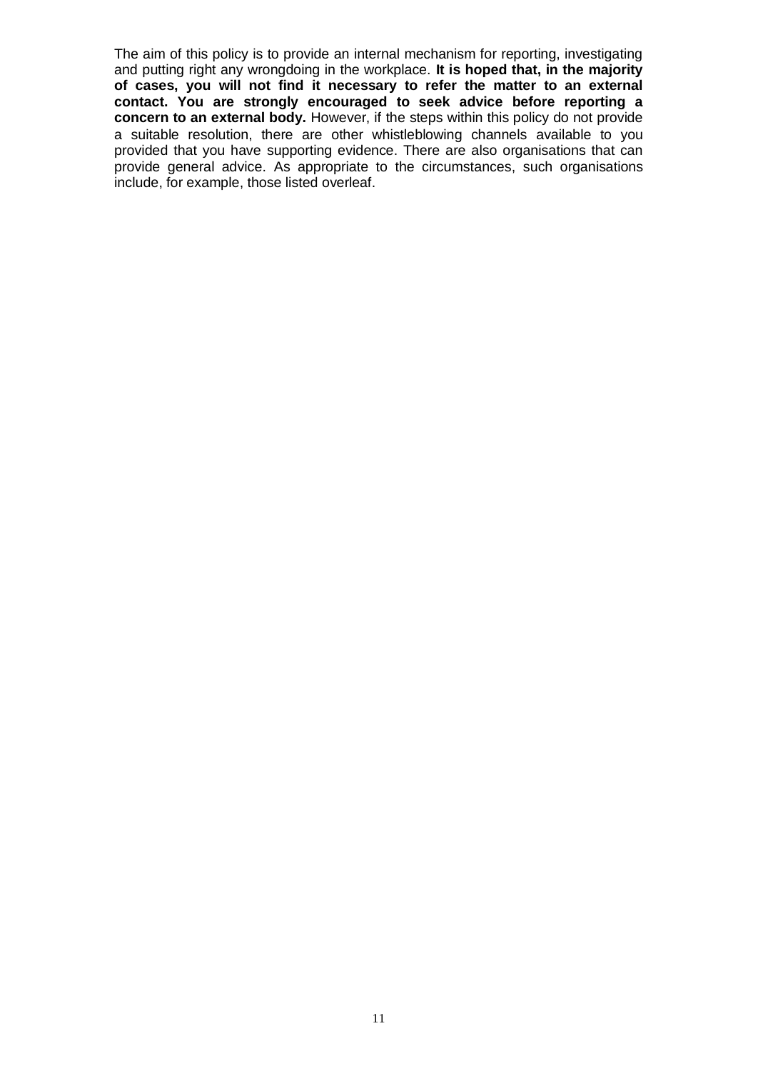The aim of this policy is to provide an internal mechanism for reporting, investigating and putting right any wrongdoing in the workplace. **It is hoped that, in the majority of cases, you will not find it necessary to refer the matter to an external contact. You are strongly encouraged to seek advice before reporting a concern to an external body.** However, if the steps within this policy do not provide a suitable resolution, there are other whistleblowing channels available to you provided that you have supporting evidence. There are also organisations that can provide general advice. As appropriate to the circumstances, such organisations include, for example, those listed overleaf.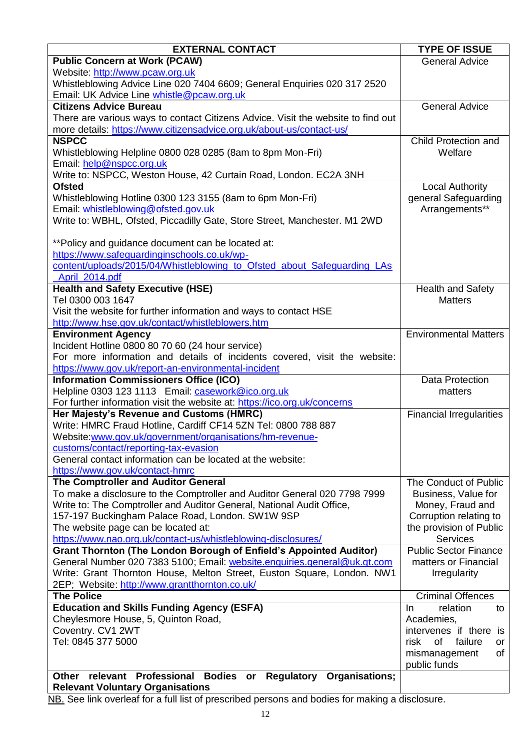| EXTERNAL CONTACT | TYPE OF ISSUE |
|---|---|
| **Public Concern at Work (PCAW)**<br>Website: http://www.pcaw.org.uk<br>Whistleblowing Advice Line 020 7404 6609; General Enquiries 020 317 2520<br>Email: UK Advice Line whistle@pcaw.org.uk | General Advice |
| **Citizens Advice Bureau**<br>There are various ways to contact Citizens Advice. Visit the website to find out more details: https://www.citizensadvice.org.uk/about-us/contact-us/ | General Advice |
| **NSPCC**<br>Whistleblowing Helpline 0800 028 0285 (8am to 8pm Mon-Fri)<br>Email: help@nspcc.org.uk<br>Write to: NSPCC, Weston House, 42 Curtain Road, London. EC2A 3NH | Child Protection and Welfare |
| **Ofsted**<br>Whistleblowing Hotline 0300 123 3155 (8am to 6pm Mon-Fri)<br>Email: whistleblowing@ofsted.gov.uk<br>Write to: WBHL, Ofsted, Piccadilly Gate, Store Street, Manchester. M1 2WD<br><br>**Policy and guidance document can be located at:<br>https://www.safeguardinginschools.co.uk/wp-content/uploads/2015/04/Whistleblowing_to_Ofsted_about_Safeguarding_LAs_April_2014.pdf | Local Authority general Safeguarding Arrangements** |
| **Health and Safety Executive (HSE)**<br>Tel 0300 003 1647<br>Visit the website for further information and ways to contact HSE<br>http://www.hse.gov.uk/contact/whistleblowers.htm | Health and Safety Matters |
| **Environment Agency**<br>Incident Hotline 0800 80 70 60 (24 hour service)<br>For more information and details of incidents covered, visit the website: https://www.gov.uk/report-an-environmental-incident | Environmental Matters |
| **Information Commissioners Office (ICO)**<br>Helpline 0303 123 1113 Email: casework@ico.org.uk<br>For further information visit the website at: https://ico.org.uk/concerns | Data Protection matters |
| **Her Majesty's Revenue and Customs (HMRC)**<br>Write: HMRC Fraud Hotline, Cardiff CF14 5ZN Tel: 0800 788 887<br>Website: www.gov.uk/government/organisations/hm-revenue-customs/contact/reporting-tax-evasion<br>General contact information can be located at the website:<br>https://www.gov.uk/contact-hmrc | Financial Irregularities |
| **The Comptroller and Auditor General**<br>To make a disclosure to the Comptroller and Auditor General 020 7798 7999<br>Write to: The Comptroller and Auditor General, National Audit Office, 157-197 Buckingham Palace Road, London. SW1W 9SP<br>The website page can be located at:<br>https://www.nao.org.uk/contact-us/whistleblowing-disclosures/ | The Conduct of Public Business, Value for Money, Fraud and Corruption relating to the provision of Public Services |
| **Grant Thornton (The London Borough of Enfield's Appointed Auditor)**<br>General Number 020 7383 5100; Email: website.enquiries.general@uk.gt.com<br>Write: Grant Thornton House, Melton Street, Euston Square, London. NW1 2EP; Website: http://www.grantthornton.co.uk/ | Public Sector Finance matters or Financial Irregularity |
| **The Police** | Criminal Offences |
| **Education and Skills Funding Agency (ESFA)**<br>Cheylesmore House, 5, Quinton Road,<br>Coventry. CV1 2WT<br>Tel: 0845 377 5000 | In relation to Academies, intervenes if there is risk of failure or mismanagement of public funds |
| **Other relevant Professional Bodies or Regulatory Organisations; Relevant Voluntary Organisations** | |

NB. See link overleaf for a full list of prescribed persons and bodies for making a disclosure.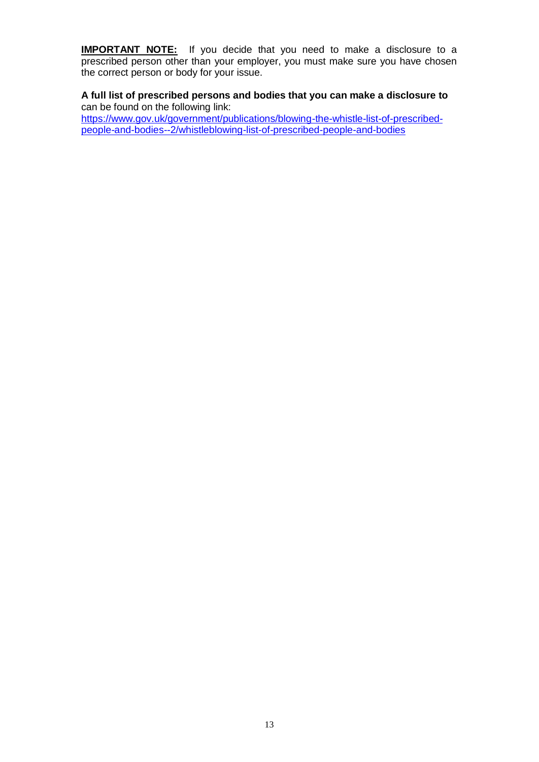**<u>IMPORTANT NOTE:</u>** If you decide that you need to make a disclosure to a prescribed person other than your employer, you must make sure you have chosen the correct person or body for your issue.

**A full list of prescribed persons and bodies that you can make a disclosure to** can be found on the following link:
[https://www.gov.uk/government/publications/blowing-the-whistle-list-of-prescribed-people-and-bodies--2/whistleblowing-list-of-prescribed-people-and-bodies](https://www.gov.uk/government/publications/blowing-the-whistle-list-of-prescribed-people-and-bodies--2/whistleblowing-list-of-prescribed-people-and-bodies)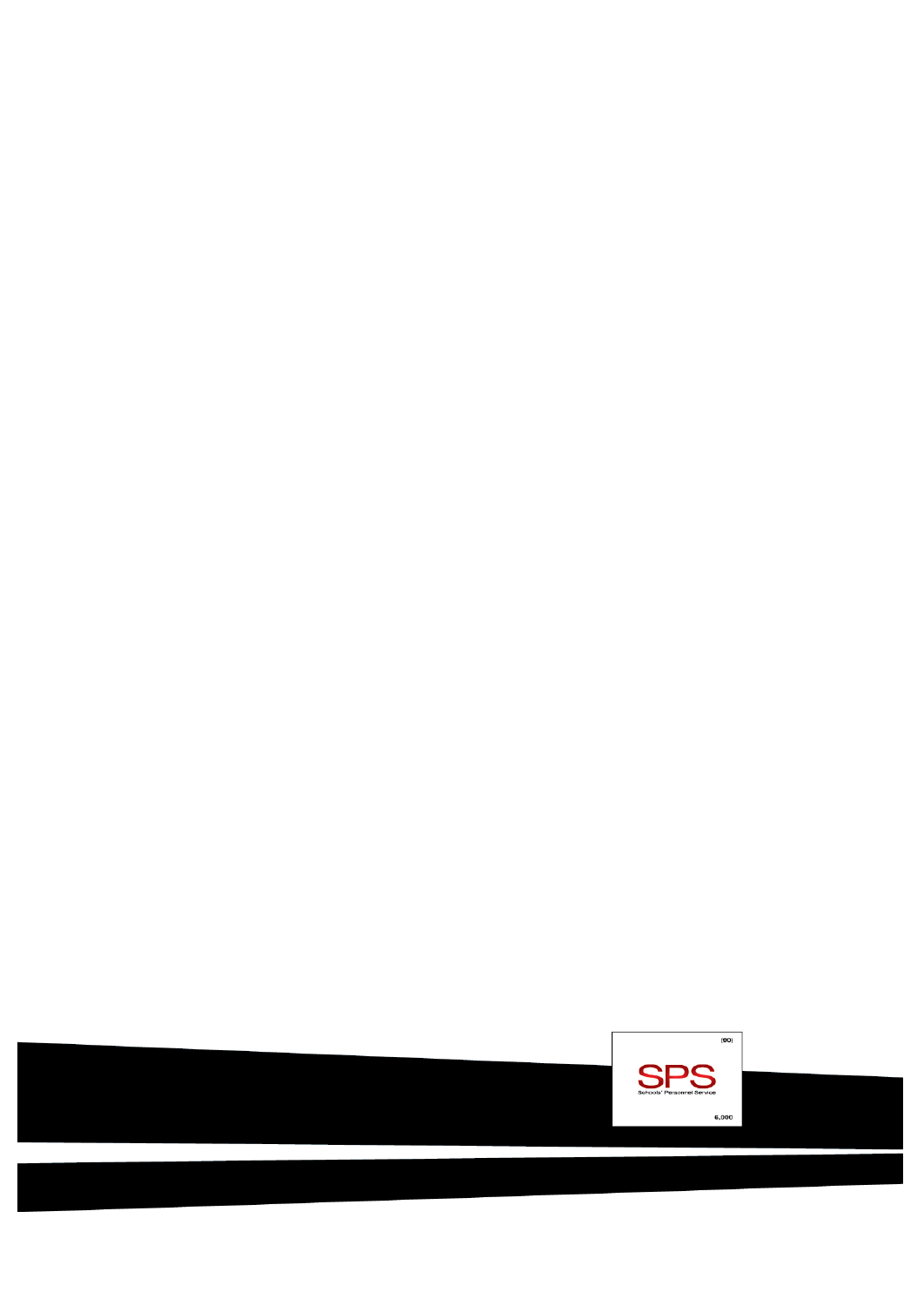(90)

SPS

Schools' Personnel Service

6,000